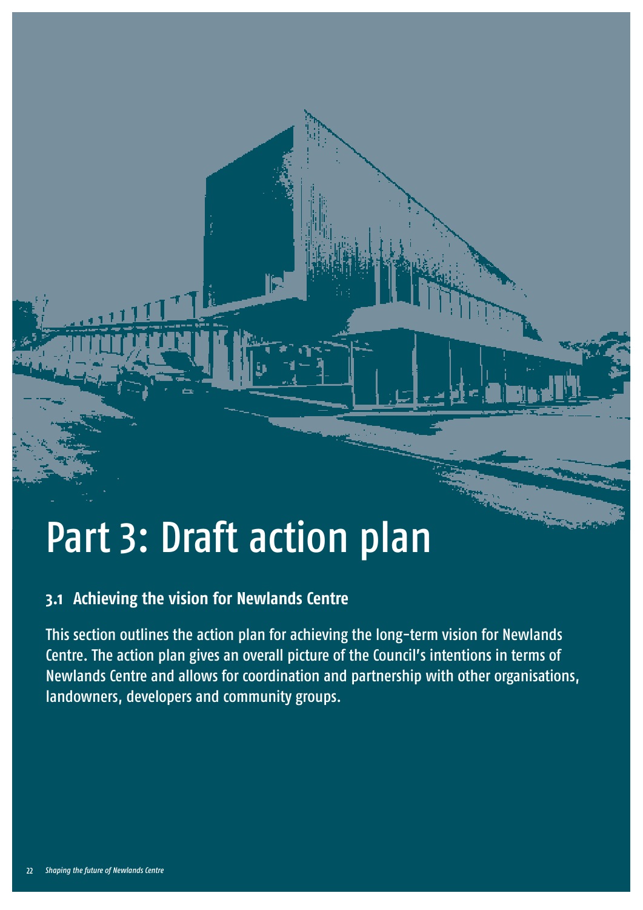# Part 3: Draft action plan

## 3.1 Achieving the vision for Newlands Centre

This section outlines the action plan for achieving the long-term vision for Newlands Centre. The action plan gives an overall picture of the Council's intentions in terms of Newlands Centre and allows for coordination and partnership with other organisations, landowners, developers and community groups.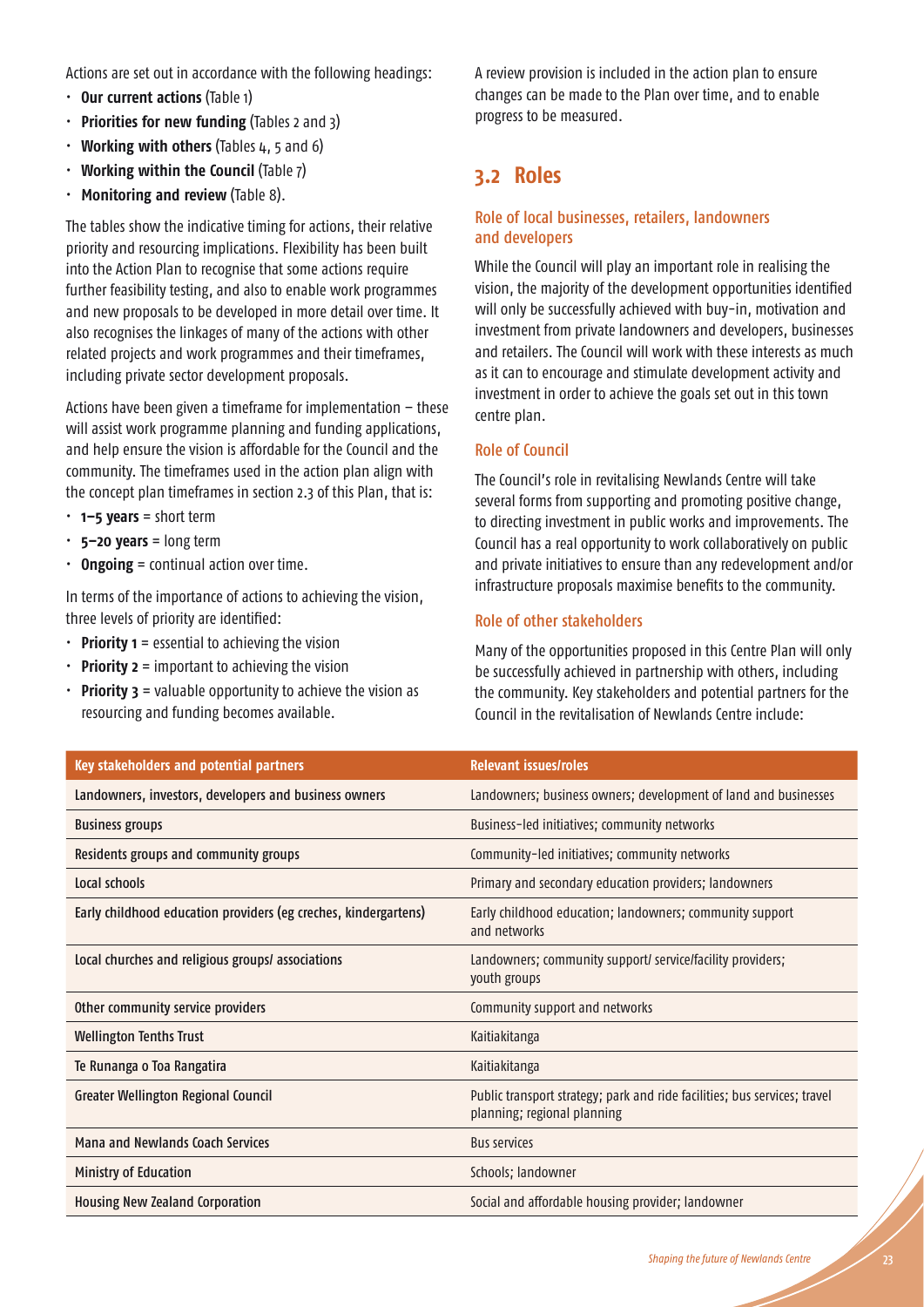Actions are set out in accordance with the following headings:

- **Our current actions** (Table 1)
- **Priorities for new funding** (Tables 2 and 3)
- **Working with others** (Tables 4, 5 and 6)
- **Working within the Council** (Table 7)
- **Monitoring and review** (Table 8).

The tables show the indicative timing for actions, their relative priority and resourcing implications. Flexibility has been built into the Action Plan to recognise that some actions require further feasibility testing, and also to enable work programmes and new proposals to be developed in more detail over time. It also recognises the linkages of many of the actions with other related projects and work programmes and their timeframes, including private sector development proposals.

Actions have been given a timeframe for implementation – these will assist work programme planning and funding applications, and help ensure the vision is affordable for the Council and the community. The timeframes used in the action plan align with the concept plan timeframes in section 2.3 of this Plan, that is:

- **1–5 years** = short term
- **5–20 years** = long term
- **Ongoing** = continual action over time.

In terms of the importance of actions to achieving the vision, three levels of priority are identified:

- **Priority 1** = essential to achieving the vision
- **Priority 2** = important to achieving the vision
- **Priority 3** = valuable opportunity to achieve the vision as resourcing and funding becomes available.

A review provision is included in the action plan to ensure changes can be made to the Plan over time, and to enable progress to be measured.

## 3.2 Roles

### Role of local businesses, retailers, landowners and developers

While the Council will play an important role in realising the vision, the majority of the development opportunities identified will only be successfully achieved with buy-in, motivation and investment from private landowners and developers, businesses and retailers. The Council will work with these interests as much as it can to encourage and stimulate development activity and investment in order to achieve the goals set out in this town centre plan.

### Role of Council

The Council's role in revitalising Newlands Centre will take several forms from supporting and promoting positive change, to directing investment in public works and improvements. The Council has a real opportunity to work collaboratively on public and private initiatives to ensure than any redevelopment and/or infrastructure proposals maximise benefits to the community.

### Role of other stakeholders

Many of the opportunities proposed in this Centre Plan will only be successfully achieved in partnership with others, including the community. Key stakeholders and potential partners for the Council in the revitalisation of Newlands Centre include:

| Key stakeholders and potential partners | Relevant issues/roles |
|---|---|
| Landowners, investors, developers and business owners | Landowners; business owners; development of land and businesses |
| Business groups | Business-led initiatives; community networks |
| Residents groups and community groups | Community-led initiatives; community networks |
| Local schools | Primary and secondary education providers; landowners |
| Early childhood education providers (eg creches, kindergartens) | Early childhood education; landowners; community support and networks |
| Local churches and religious groups/ associations | Landowners; community support/ service/facility providers; youth groups |
| Other community service providers | Community support and networks |
| Wellington Tenths Trust | Kaitiakitanga |
| Te Runanga o Toa Rangatira | Kaitiakitanga |
| Greater Wellington Regional Council | Public transport strategy; park and ride facilities; bus services; travel planning; regional planning |
| Mana and Newlands Coach Services | Bus services |
| Ministry of Education | Schools; landowner |
| Housing New Zealand Corporation | Social and affordable housing provider; landowner |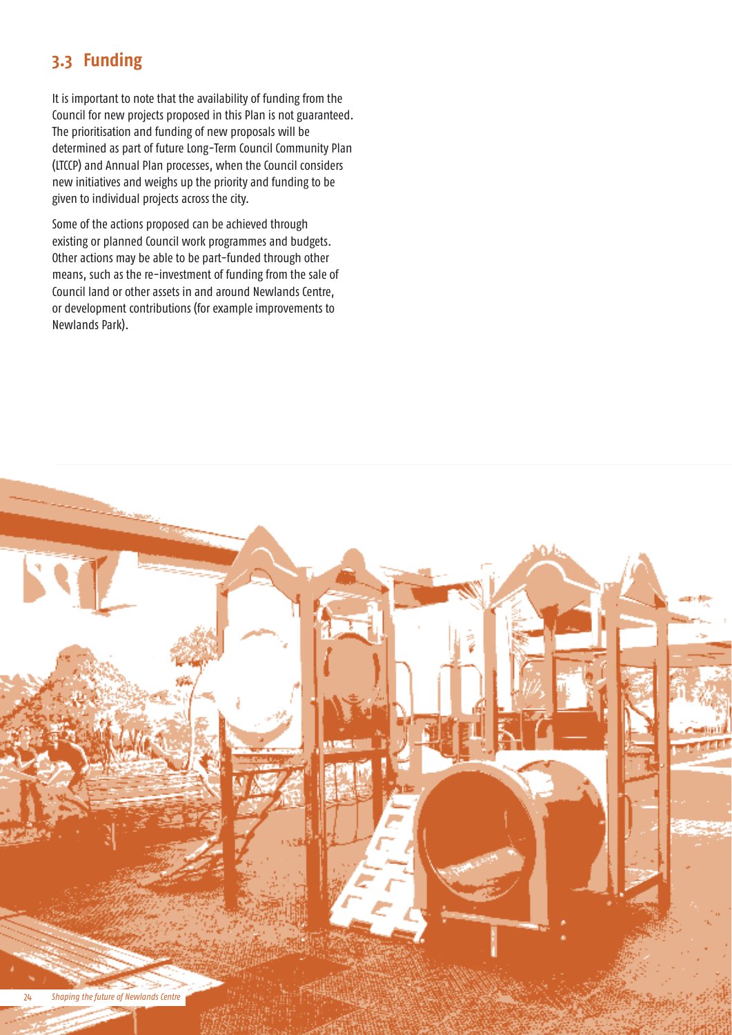## 3.3 Funding

It is important to note that the availability of funding from the Council for new projects proposed in this Plan is not guaranteed. The prioritisation and funding of new proposals will be determined as part of future Long-Term Council Community Plan (LTCCP) and Annual Plan processes, when the Council considers new initiatives and weighs up the priority and funding to be given to individual projects across the city.

Some of the actions proposed can be achieved through existing or planned Council work programmes and budgets. Other actions may be able to be part-funded through other means, such as the re-investment of funding from the sale of Council land or other assets in and around Newlands Centre, or development contributions (for example improvements to Newlands Park).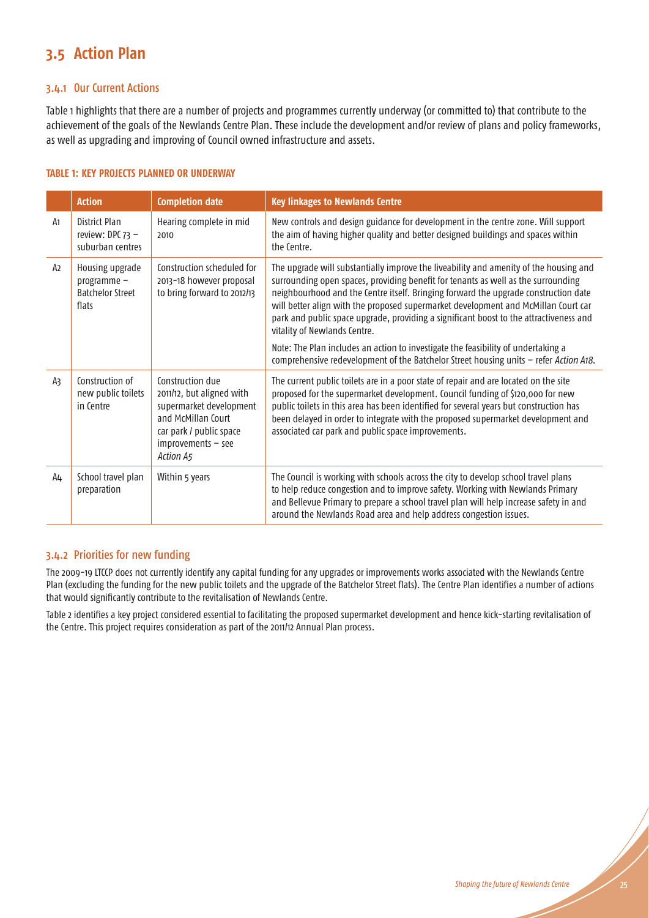## 3.5 Action Plan

### 3.4.1 Our Current Actions

Table 1 highlights that there are a number of projects and programmes currently underway (or committed to) that contribute to the achievement of the goals of the Newlands Centre Plan. These include the development and/or review of plans and policy frameworks, as well as upgrading and improving of Council owned infrastructure and assets.

**TABLE 1: KEY PROJECTS PLANNED OR UNDERWAY**

| | Action | Completion date | Key linkages to Newlands Centre |
|---|---|---|---|
| A1 | District Plan review: DPC 73 – suburban centres | Hearing complete in mid 2010 | New controls and design guidance for development in the centre zone. Will support the aim of having higher quality and better designed buildings and spaces within the Centre. |
| A2 | Housing upgrade programme – Batchelor Street flats | Construction scheduled for 2013-18 however proposal to bring forward to 2012/13 | The upgrade will substantially improve the liveability and amenity of the housing and surrounding open spaces, providing benefit for tenants as well as the surrounding neighbourhood and the Centre itself. Bringing forward the upgrade construction date will better align with the proposed supermarket development and McMillan Court car park and public space upgrade, providing a significant boost to the attractiveness and vitality of Newlands Centre.<br><br>Note: The Plan includes an action to investigate the feasibility of undertaking a comprehensive redevelopment of the Batchelor Street housing units – refer *Action A18*. |
| A3 | Construction of new public toilets in Centre | Construction due 2011/12, but aligned with supermarket development and McMillan Court car park / public space improvements – see *Action A5* | The current public toilets are in a poor state of repair and are located on the site proposed for the supermarket development. Council funding of $120,000 for new public toilets in this area has been identified for several years but construction has been delayed in order to integrate with the proposed supermarket development and associated car park and public space improvements. |
| A4 | School travel plan preparation | Within 5 years | The Council is working with schools across the city to develop school travel plans to help reduce congestion and to improve safety. Working with Newlands Primary and Bellevue Primary to prepare a school travel plan will help increase safety in and around the Newlands Road area and help address congestion issues. |

### 3.4.2 Priorities for new funding

The 2009-19 LTCCP does not currently identify any capital funding for any upgrades or improvements works associated with the Newlands Centre Plan (excluding the funding for the new public toilets and the upgrade of the Batchelor Street flats). The Centre Plan identifies a number of actions that would significantly contribute to the revitalisation of Newlands Centre.

Table 2 identifies a key project considered essential to facilitating the proposed supermarket development and hence kick-starting revitalisation of the Centre. This project requires consideration as part of the 2011/12 Annual Plan process.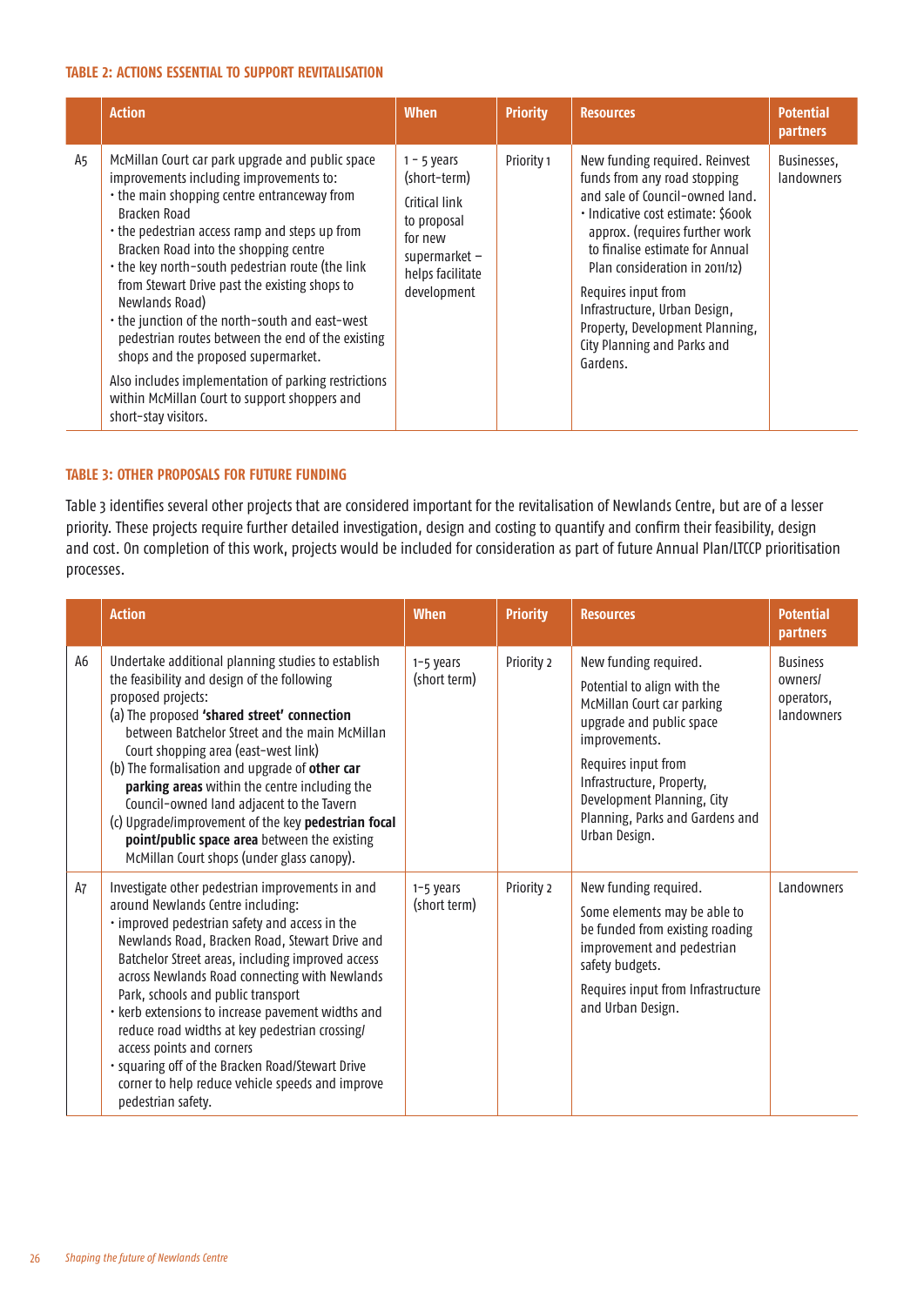### TABLE 2: ACTIONS ESSENTIAL TO SUPPORT REVITALISATION

| | Action | When | Priority | Resources | Potential partners |
|---|---|---|---|---|---|
| A5 | McMillan Court car park upgrade and public space improvements including improvements to:<br>• the main shopping centre entranceway from Bracken Road<br>• the pedestrian access ramp and steps up from Bracken Road into the shopping centre<br>• the key north-south pedestrian route (the link from Stewart Drive past the existing shops to Newlands Road)<br>• the junction of the north-south and east-west pedestrian routes between the end of the existing shops and the proposed supermarket.<br>Also includes implementation of parking restrictions within McMillan Court to support shoppers and short-stay visitors. | 1 – 5 years (short-term)<br>Critical link to proposal for new supermarket – helps facilitate development | Priority 1 | New funding required. Reinvest funds from any road stopping and sale of Council-owned land.<br>• Indicative cost estimate: $600k approx. (requires further work to finalise estimate for Annual Plan consideration in 2011/12)<br>Requires input from Infrastructure, Urban Design, Property, Development Planning, City Planning and Parks and Gardens. | Businesses, landowners |

### TABLE 3: OTHER PROPOSALS FOR FUTURE FUNDING

Table 3 identifies several other projects that are considered important for the revitalisation of Newlands Centre, but are of a lesser priority. These projects require further detailed investigation, design and costing to quantify and confirm their feasibility, design and cost. On completion of this work, projects would be included for consideration as part of future Annual Plan/LTCCP prioritisation processes.

| | Action | When | Priority | Resources | Potential partners |
|---|---|---|---|---|---|
| A6 | Undertake additional planning studies to establish the feasibility and design of the following proposed projects:<br>(a) The proposed **'shared street' connection** between Batchelor Street and the main McMillan Court shopping area (east-west link)<br>(b) The formalisation and upgrade of **other car parking areas** within the centre including the Council-owned land adjacent to the Tavern<br>(c) Upgrade/improvement of the key **pedestrian focal point/public space area** between the existing McMillan Court shops (under glass canopy). | 1–5 years (short term) | Priority 2 | New funding required.<br>Potential to align with the McMillan Court car parking upgrade and public space improvements.<br>Requires input from Infrastructure, Property, Development Planning, City Planning, Parks and Gardens and Urban Design. | Business owners/ operators, landowners |
| A7 | Investigate other pedestrian improvements in and around Newlands Centre including:<br>• improved pedestrian safety and access in the Newlands Road, Bracken Road, Stewart Drive and Batchelor Street areas, including improved access across Newlands Road connecting with Newlands Park, schools and public transport<br>• kerb extensions to increase pavement widths and reduce road widths at key pedestrian crossing/ access points and corners<br>• squaring off of the Bracken Road/Stewart Drive corner to help reduce vehicle speeds and improve pedestrian safety. | 1–5 years (short term) | Priority 2 | New funding required.<br>Some elements may be able to be funded from existing roading improvement and pedestrian safety budgets.<br>Requires input from Infrastructure and Urban Design. | Landowners |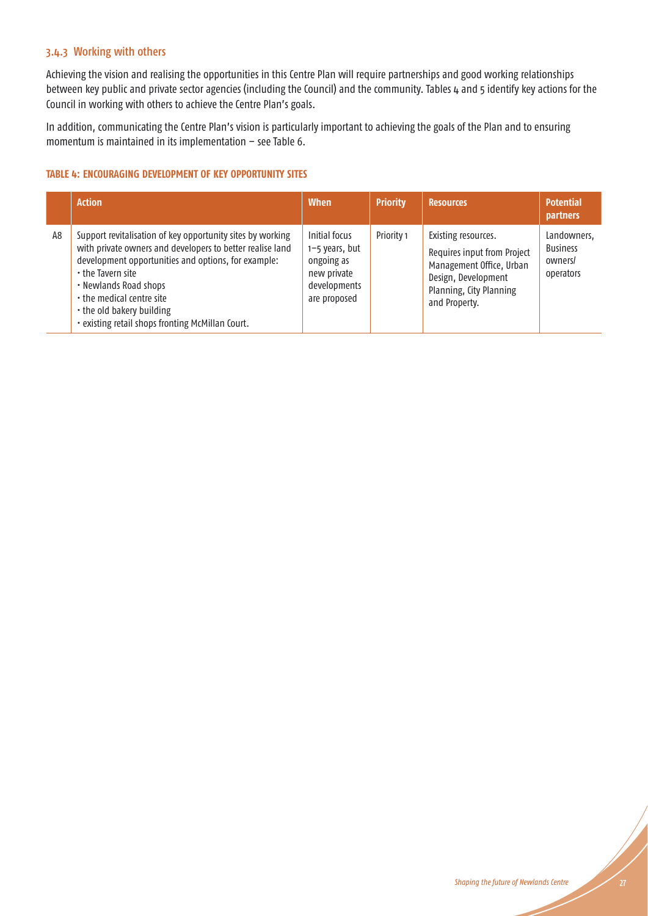### 3.4.3 Working with others

Achieving the vision and realising the opportunities in this Centre Plan will require partnerships and good working relationships between key public and private sector agencies (including the Council) and the community. Tables 4 and 5 identify key actions for the Council in working with others to achieve the Centre Plan's goals.

In addition, communicating the Centre Plan's vision is particularly important to achieving the goals of the Plan and to ensuring momentum is maintained in its implementation – see Table 6.

**TABLE 4: ENCOURAGING DEVELOPMENT OF KEY OPPORTUNITY SITES**

| | Action | When | Priority | Resources | Potential partners |
|---|---|---|---|---|---|
| A8 | Support revitalisation of key opportunity sites by working with private owners and developers to better realise land development opportunities and options, for example:<br>• the Tavern site<br>• Newlands Road shops<br>• the medical centre site<br>• the old bakery building<br>• existing retail shops fronting McMillan Court. | Initial focus 1–5 years, but ongoing as new private developments are proposed | Priority 1 | Existing resources. Requires input from Project Management Office, Urban Design, Development Planning, City Planning and Property. | Landowners, Business owners/ operators |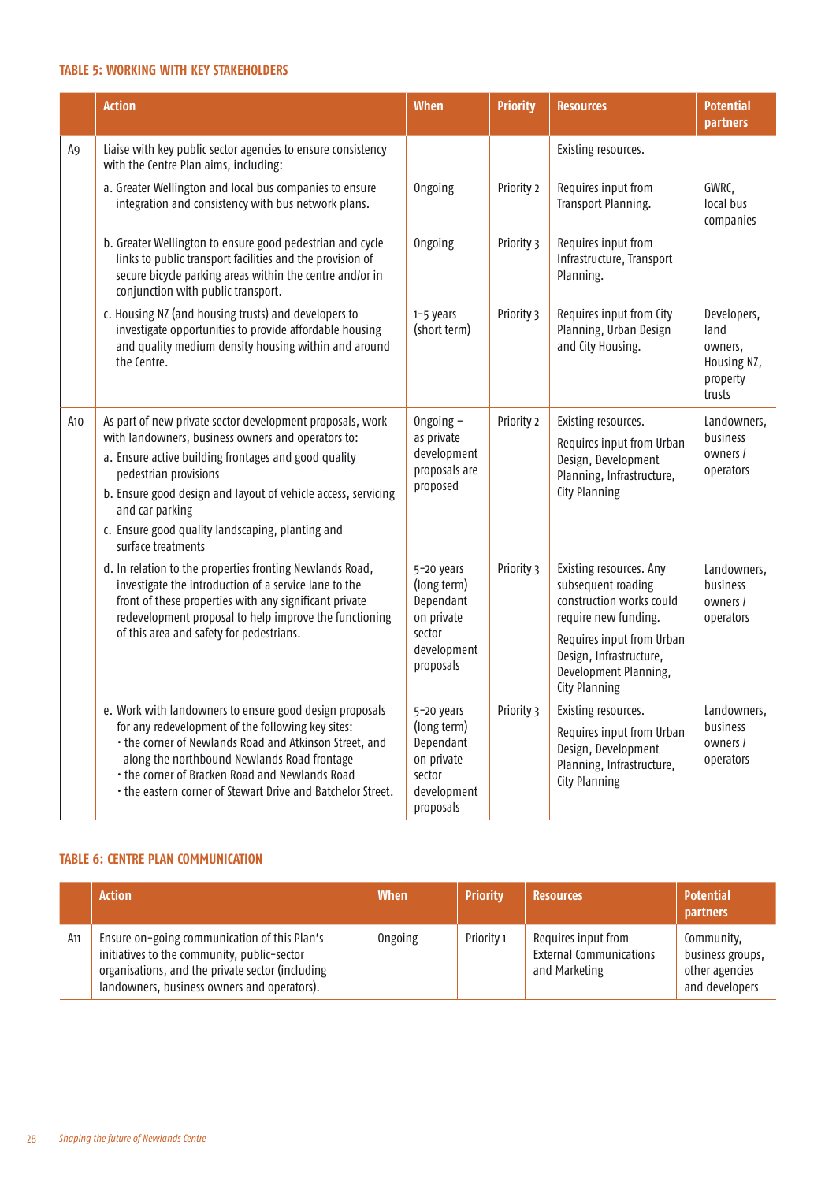### TABLE 5: WORKING WITH KEY STAKEHOLDERS

| | Action | When | Priority | Resources | Potential partners |
|---|---|---|---|---|---|
| A9 | Liaise with key public sector agencies to ensure consistency with the Centre Plan aims, including: | | | Existing resources. | |
| | a. Greater Wellington and local bus companies to ensure integration and consistency with bus network plans. | Ongoing | Priority 2 | Requires input from Transport Planning. | GWRC, local bus companies |
| | b. Greater Wellington to ensure good pedestrian and cycle links to public transport facilities and the provision of secure bicycle parking areas within the centre and/or in conjunction with public transport. | Ongoing | Priority 3 | Requires input from Infrastructure, Transport Planning. | |
| | c. Housing NZ (and housing trusts) and developers to investigate opportunities to provide affordable housing and quality medium density housing within and around the Centre. | 1–5 years (short term) | Priority 3 | Requires input from City Planning, Urban Design and City Housing. | Developers, land owners, Housing NZ, property trusts |
| A10 | As part of new private sector development proposals, work with landowners, business owners and operators to:<br>a. Ensure active building frontages and good quality pedestrian provisions<br>b. Ensure good design and layout of vehicle access, servicing and car parking<br>c. Ensure good quality landscaping, planting and surface treatments | Ongoing – as private development proposals are proposed | Priority 2 | Existing resources.<br>Requires input from Urban Design, Development Planning, Infrastructure, City Planning | Landowners, business owners / operators |
| | d. In relation to the properties fronting Newlands Road, investigate the introduction of a service lane to the front of these properties with any significant private redevelopment proposal to help improve the functioning of this area and safety for pedestrians. | 5–20 years (long term) Dependant on private sector development proposals | Priority 3 | Existing resources. Any subsequent roading construction works could require new funding.<br>Requires input from Urban Design, Infrastructure, Development Planning, City Planning | Landowners, business owners / operators |
| | e. Work with landowners to ensure good design proposals for any redevelopment of the following key sites:<br>• the corner of Newlands Road and Atkinson Street, and along the northbound Newlands Road frontage<br>• the corner of Bracken Road and Newlands Road<br>• the eastern corner of Stewart Drive and Batchelor Street. | 5–20 years (long term) Dependant on private sector development proposals | Priority 3 | Existing resources.<br>Requires input from Urban Design, Development Planning, Infrastructure, City Planning | Landowners, business owners / operators |

### TABLE 6: CENTRE PLAN COMMUNICATION

| | Action | When | Priority | Resources | Potential partners |
|---|---|---|---|---|---|
| A11 | Ensure on-going communication of this Plan's initiatives to the community, public-sector organisations, and the private sector (including landowners, business owners and operators). | Ongoing | Priority 1 | Requires input from External Communications and Marketing | Community, business groups, other agencies and developers |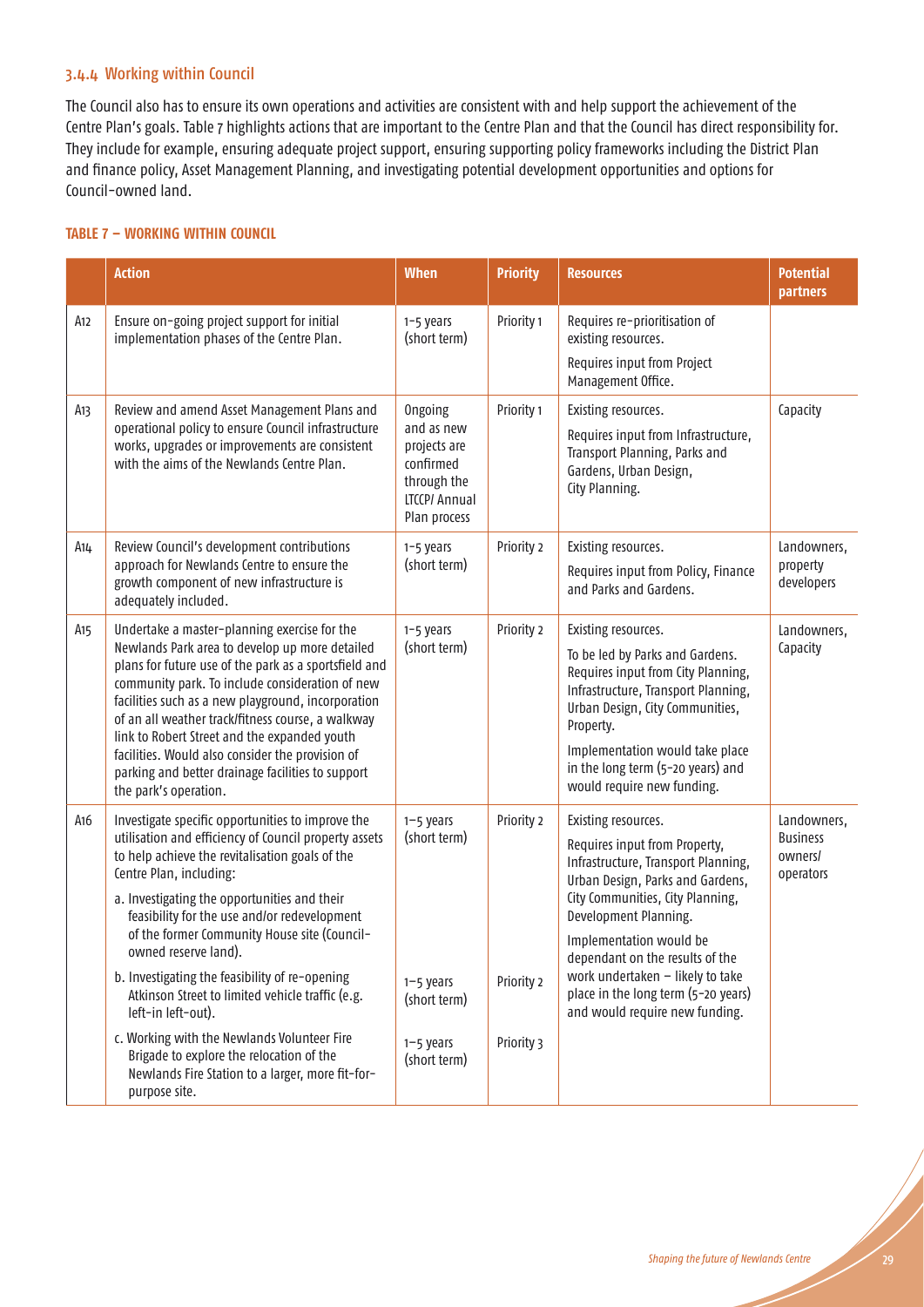### 3.4.4 Working within Council

The Council also has to ensure its own operations and activities are consistent with and help support the achievement of the Centre Plan's goals. Table 7 highlights actions that are important to the Centre Plan and that the Council has direct responsibility for. They include for example, ensuring adequate project support, ensuring supporting policy frameworks including the District Plan and finance policy, Asset Management Planning, and investigating potential development opportunities and options for Council-owned land.

#### TABLE 7 – WORKING WITHIN COUNCIL

| | Action | When | Priority | Resources | Potential partners |
|---|---|---|---|---|---|
| A12 | Ensure on-going project support for initial implementation phases of the Centre Plan. | 1–5 years (short term) | Priority 1 | Requires re-prioritisation of existing resources.<br>Requires input from Project Management Office. | |
| A13 | Review and amend Asset Management Plans and operational policy to ensure Council infrastructure works, upgrades or improvements are consistent with the aims of the Newlands Centre Plan. | Ongoing and as new projects are confirmed through the LTCCP/ Annual Plan process | Priority 1 | Existing resources.<br>Requires input from Infrastructure, Transport Planning, Parks and Gardens, Urban Design, City Planning. | Capacity |
| A14 | Review Council's development contributions approach for Newlands Centre to ensure the growth component of new infrastructure is adequately included. | 1–5 years (short term) | Priority 2 | Existing resources.<br>Requires input from Policy, Finance and Parks and Gardens. | Landowners, property developers |
| A15 | Undertake a master-planning exercise for the Newlands Park area to develop up more detailed plans for future use of the park as a sportsfield and community park. To include consideration of new facilities such as a new playground, incorporation of an all weather track/fitness course, a walkway link to Robert Street and the expanded youth facilities. Would also consider the provision of parking and better drainage facilities to support the park's operation. | 1–5 years (short term) | Priority 2 | Existing resources.<br>To be led by Parks and Gardens. Requires input from City Planning, Infrastructure, Transport Planning, Urban Design, City Communities, Property.<br>Implementation would take place in the long term (5–20 years) and would require new funding. | Landowners, Capacity |
| A16 | Investigate specific opportunities to improve the utilisation and efficiency of Council property assets to help achieve the revitalisation goals of the Centre Plan, including:<br>a. Investigating the opportunities and their feasibility for the use and/or redevelopment of the former Community House site (Council-owned reserve land).<br>b. Investigating the feasibility of re-opening Atkinson Street to limited vehicle traffic (e.g. left-in left-out).<br>c. Working with the Newlands Volunteer Fire Brigade to explore the relocation of the Newlands Fire Station to a larger, more fit-for-purpose site. | 1–5 years (short term)<br><br>b. 1–5 years (short term)<br><br>c. 1–5 years (short term) | Priority 2<br><br>b. Priority 2<br><br>c. Priority 3 | Existing resources.<br>Requires input from Property, Infrastructure, Transport Planning, Urban Design, Parks and Gardens, City Communities, City Planning, Development Planning.<br>Implementation would be dependant on the results of the work undertaken – likely to take place in the long term (5–20 years) and would require new funding. | Landowners, Business owners/ operators |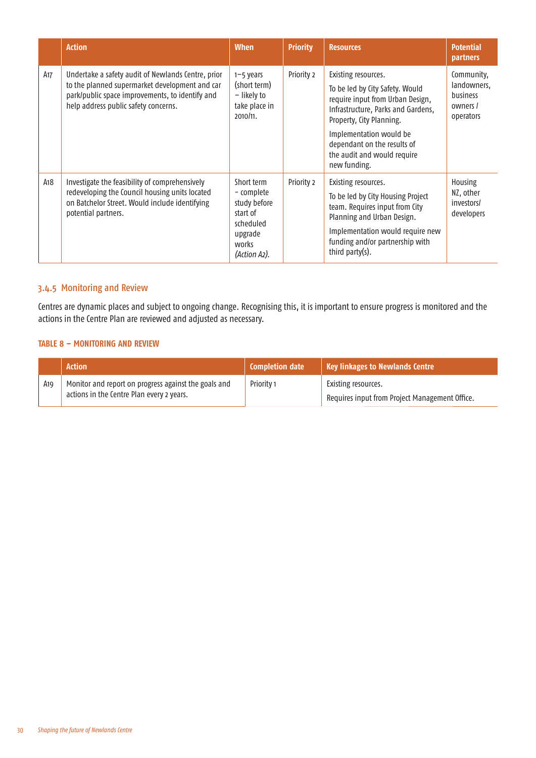| | Action | When | Priority | Resources | Potential partners |
|---|---|---|---|---|---|
| A17 | Undertake a safety audit of Newlands Centre, prior to the planned supermarket development and car park/public space improvements, to identify and help address public safety concerns. | 1–5 years (short term) – likely to take place in 2010/11. | Priority 2 | Existing resources. To be led by City Safety. Would require input from Urban Design, Infrastructure, Parks and Gardens, Property, City Planning. Implementation would be dependant on the results of the audit and would require new funding. | Community, landowners, business owners / operators |
| A18 | Investigate the feasibility of comprehensively redeveloping the Council housing units located on Batchelor Street. Would include identifying potential partners. | Short term – complete study before start of scheduled upgrade works *(Action A2).* | Priority 2 | Existing resources. To be led by City Housing Project team. Requires input from City Planning and Urban Design. Implementation would require new funding and/or partnership with third party(s). | Housing NZ, other investors/ developers |

### 3.4.5 Monitoring and Review

Centres are dynamic places and subject to ongoing change. Recognising this, it is important to ensure progress is monitored and the actions in the Centre Plan are reviewed and adjusted as necessary.

**TABLE 8 – MONITORING AND REVIEW**

| | Action | Completion date | Key linkages to Newlands Centre |
|---|---|---|---|
| A19 | Monitor and report on progress against the goals and actions in the Centre Plan every 2 years. | Priority 1 | Existing resources. Requires input from Project Management Office. |